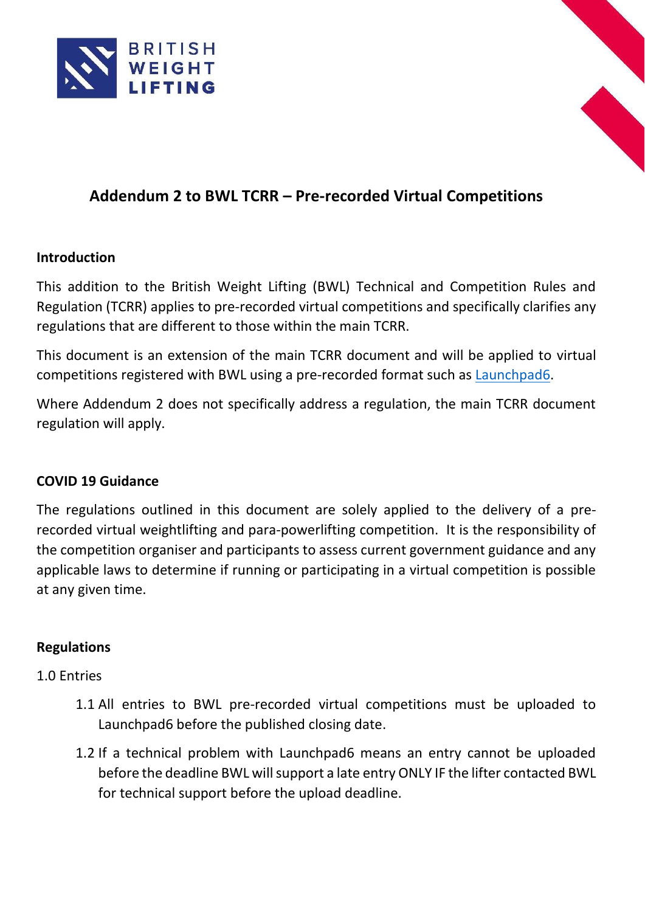# Addendum 2 to BWL TCRR – Pre-recorded Virtual Competitions

## Introduction

This addition to the British Weight Lifting (BWL) Technical and Competition Rules and Regulation (TCRR) applies to pre-recorded virtual competitions and specifically clarifies any regulations that are different to those within the main TCRR.

This document is an extension of the main TCRR document and will be applied to virtual competitions registered with BWL using a pre-recorded format such as Launchpad6.

Where Addendum 2 does not specifically address a regulation, the main TCRR document regulation will apply.

## COVID 19 Guidance

The regulations outlined in this document are solely applied to the delivery of a pre-recorded virtual weightlifting and para-powerlifting competition. It is the responsibility of the competition organiser and participants to assess current government guidance and any applicable laws to determine if running or participating in a virtual competition is possible at any given time.

## Regulations

1.0 Entries

1.1 All entries to BWL pre-recorded virtual competitions must be uploaded to Launchpad6 before the published closing date.

1.2 If a technical problem with Launchpad6 means an entry cannot be uploaded before the deadline BWL will support a late entry ONLY IF the lifter contacted BWL for technical support before the upload deadline.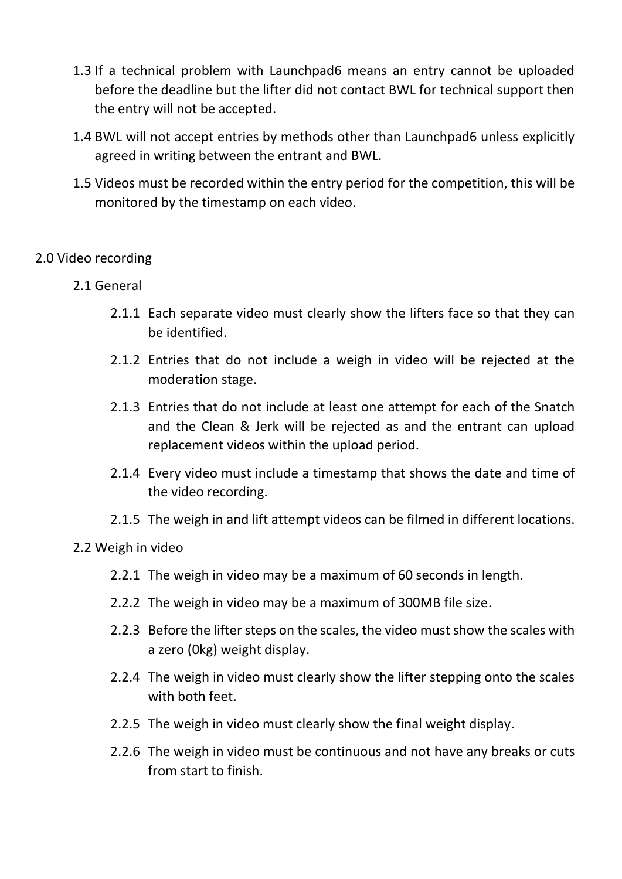1.3 If a technical problem with Launchpad6 means an entry cannot be uploaded before the deadline but the lifter did not contact BWL for technical support then the entry will not be accepted.

1.4 BWL will not accept entries by methods other than Launchpad6 unless explicitly agreed in writing between the entrant and BWL.

1.5 Videos must be recorded within the entry period for the competition, this will be monitored by the timestamp on each video.

## 2.0 Video recording

### 2.1 General

2.1.1 Each separate video must clearly show the lifters face so that they can be identified.

2.1.2 Entries that do not include a weigh in video will be rejected at the moderation stage.

2.1.3 Entries that do not include at least one attempt for each of the Snatch and the Clean & Jerk will be rejected as and the entrant can upload replacement videos within the upload period.

2.1.4 Every video must include a timestamp that shows the date and time of the video recording.

2.1.5 The weigh in and lift attempt videos can be filmed in different locations.

### 2.2 Weigh in video

2.2.1 The weigh in video may be a maximum of 60 seconds in length.

2.2.2 The weigh in video may be a maximum of 300MB file size.

2.2.3 Before the lifter steps on the scales, the video must show the scales with a zero (0kg) weight display.

2.2.4 The weigh in video must clearly show the lifter stepping onto the scales with both feet.

2.2.5 The weigh in video must clearly show the final weight display.

2.2.6 The weigh in video must be continuous and not have any breaks or cuts from start to finish.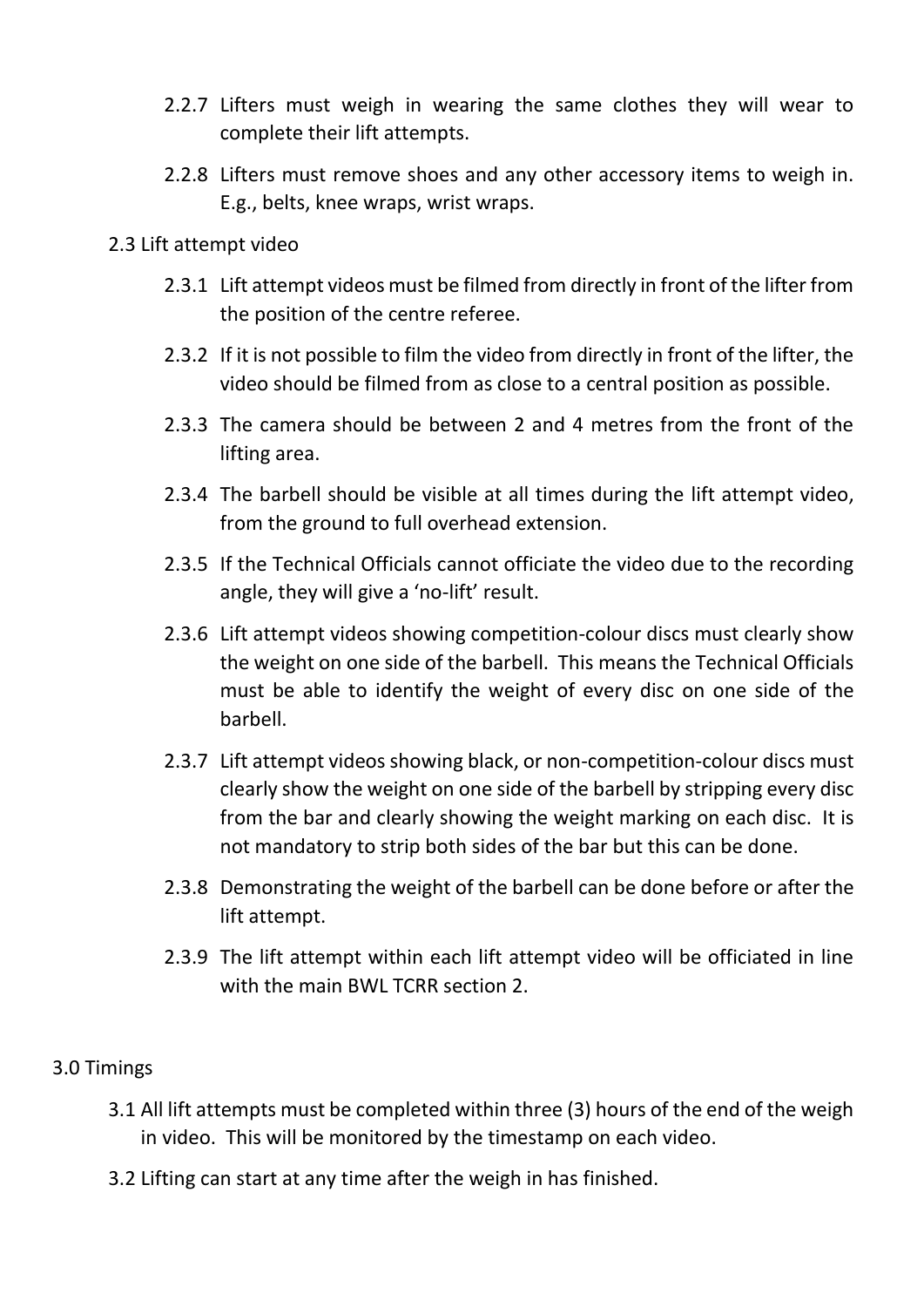2.2.7 Lifters must weigh in wearing the same clothes they will wear to complete their lift attempts.

2.2.8 Lifters must remove shoes and any other accessory items to weigh in. E.g., belts, knee wraps, wrist wraps.

## 2.3 Lift attempt video

2.3.1 Lift attempt videos must be filmed from directly in front of the lifter from the position of the centre referee.

2.3.2 If it is not possible to film the video from directly in front of the lifter, the video should be filmed from as close to a central position as possible.

2.3.3 The camera should be between 2 and 4 metres from the front of the lifting area.

2.3.4 The barbell should be visible at all times during the lift attempt video, from the ground to full overhead extension.

2.3.5 If the Technical Officials cannot officiate the video due to the recording angle, they will give a 'no-lift' result.

2.3.6 Lift attempt videos showing competition-colour discs must clearly show the weight on one side of the barbell. This means the Technical Officials must be able to identify the weight of every disc on one side of the barbell.

2.3.7 Lift attempt videos showing black, or non-competition-colour discs must clearly show the weight on one side of the barbell by stripping every disc from the bar and clearly showing the weight marking on each disc. It is not mandatory to strip both sides of the bar but this can be done.

2.3.8 Demonstrating the weight of the barbell can be done before or after the lift attempt.

2.3.9 The lift attempt within each lift attempt video will be officiated in line with the main BWL TCRR section 2.

# 3.0 Timings

3.1 All lift attempts must be completed within three (3) hours of the end of the weigh in video. This will be monitored by the timestamp on each video.

3.2 Lifting can start at any time after the weigh in has finished.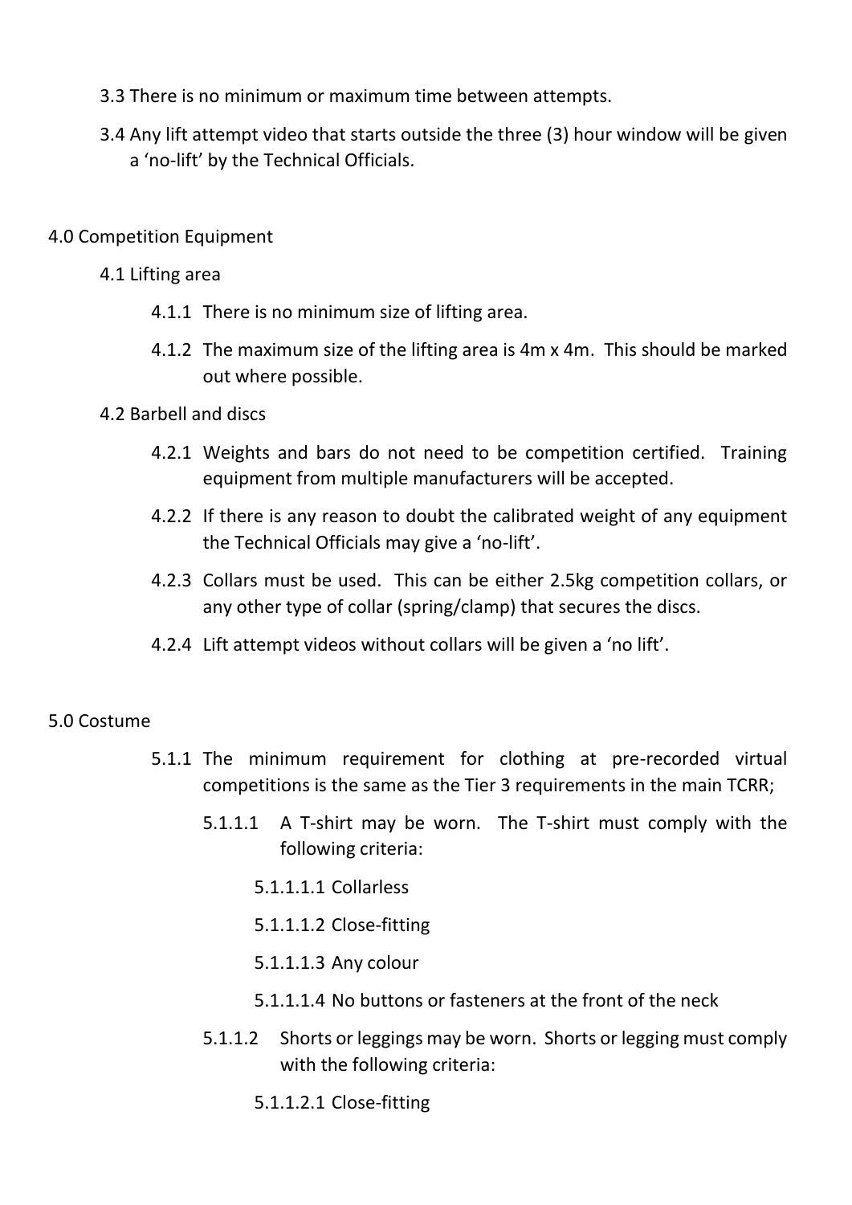3.3 There is no minimum or maximum time between attempts.

3.4 Any lift attempt video that starts outside the three (3) hour window will be given a 'no-lift' by the Technical Officials.

## 4.0 Competition Equipment

### 4.1 Lifting area

4.1.1 There is no minimum size of lifting area.

4.1.2 The maximum size of the lifting area is 4m x 4m. This should be marked out where possible.

### 4.2 Barbell and discs

4.2.1 Weights and bars do not need to be competition certified. Training equipment from multiple manufacturers will be accepted.

4.2.2 If there is any reason to doubt the calibrated weight of any equipment the Technical Officials may give a 'no-lift'.

4.2.3 Collars must be used. This can be either 2.5kg competition collars, or any other type of collar (spring/clamp) that secures the discs.

4.2.4 Lift attempt videos without collars will be given a 'no lift'.

## 5.0 Costume

5.1.1 The minimum requirement for clothing at pre-recorded virtual competitions is the same as the Tier 3 requirements in the main TCRR;

5.1.1.1 A T-shirt may be worn. The T-shirt must comply with the following criteria:

5.1.1.1.1 Collarless

5.1.1.1.2 Close-fitting

5.1.1.1.3 Any colour

5.1.1.1.4 No buttons or fasteners at the front of the neck

5.1.1.2 Shorts or leggings may be worn. Shorts or legging must comply with the following criteria:

5.1.1.2.1 Close-fitting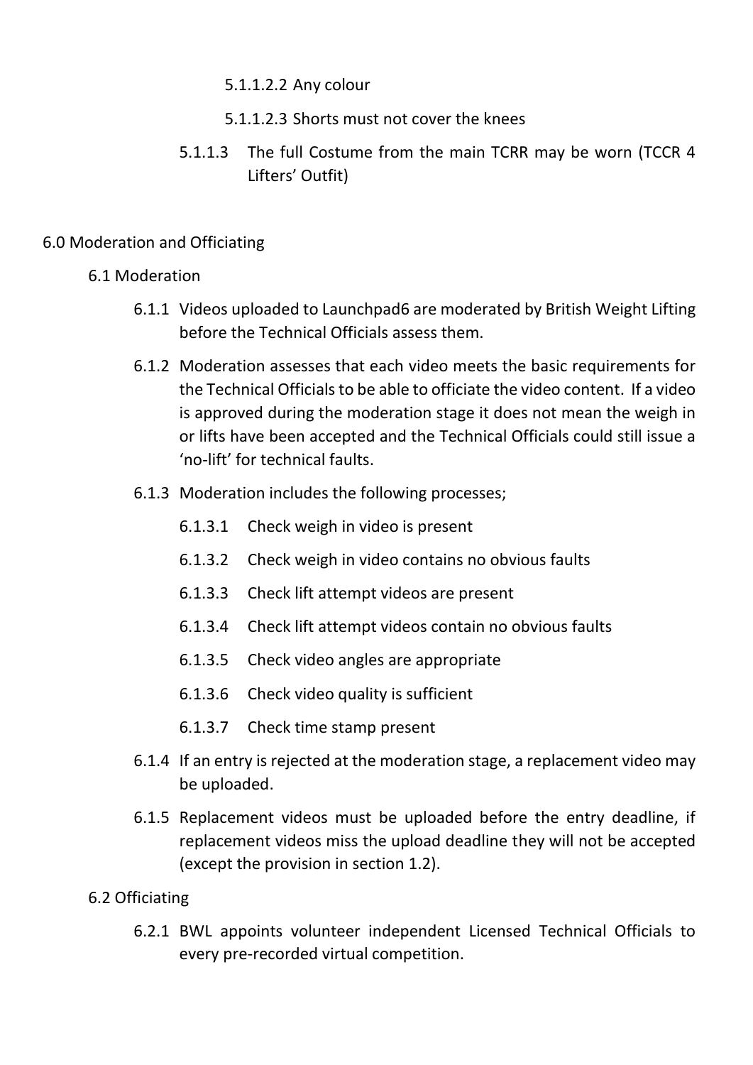5.1.1.2.2 Any colour

5.1.1.2.3 Shorts must not cover the knees

5.1.1.3 The full Costume from the main TCRR may be worn (TCCR 4 Lifters' Outfit)

## 6.0 Moderation and Officiating

### 6.1 Moderation

6.1.1 Videos uploaded to Launchpad6 are moderated by British Weight Lifting before the Technical Officials assess them.

6.1.2 Moderation assesses that each video meets the basic requirements for the Technical Officials to be able to officiate the video content. If a video is approved during the moderation stage it does not mean the weigh in or lifts have been accepted and the Technical Officials could still issue a 'no-lift' for technical faults.

6.1.3 Moderation includes the following processes;

6.1.3.1 Check weigh in video is present

6.1.3.2 Check weigh in video contains no obvious faults

6.1.3.3 Check lift attempt videos are present

6.1.3.4 Check lift attempt videos contain no obvious faults

6.1.3.5 Check video angles are appropriate

6.1.3.6 Check video quality is sufficient

6.1.3.7 Check time stamp present

6.1.4 If an entry is rejected at the moderation stage, a replacement video may be uploaded.

6.1.5 Replacement videos must be uploaded before the entry deadline, if replacement videos miss the upload deadline they will not be accepted (except the provision in section 1.2).

### 6.2 Officiating

6.2.1 BWL appoints volunteer independent Licensed Technical Officials to every pre-recorded virtual competition.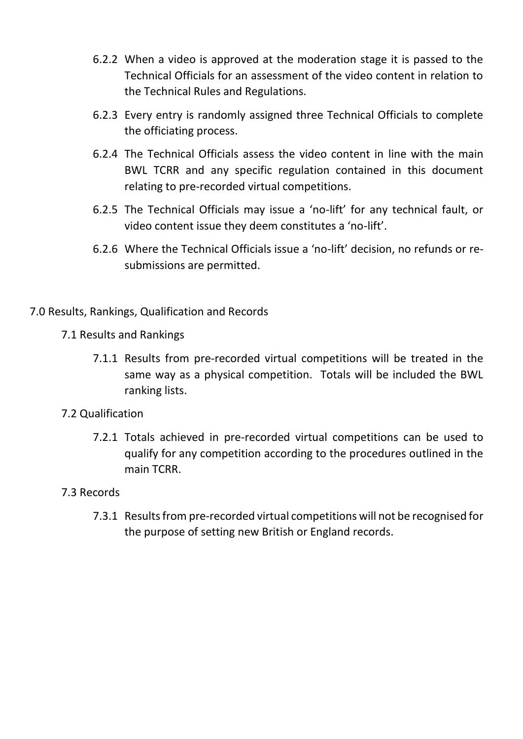6.2.2 When a video is approved at the moderation stage it is passed to the Technical Officials for an assessment of the video content in relation to the Technical Rules and Regulations.

6.2.3 Every entry is randomly assigned three Technical Officials to complete the officiating process.

6.2.4 The Technical Officials assess the video content in line with the main BWL TCRR and any specific regulation contained in this document relating to pre-recorded virtual competitions.

6.2.5 The Technical Officials may issue a 'no-lift' for any technical fault, or video content issue they deem constitutes a 'no-lift'.

6.2.6 Where the Technical Officials issue a 'no-lift' decision, no refunds or re-submissions are permitted.

## 7.0 Results, Rankings, Qualification and Records

### 7.1 Results and Rankings

7.1.1 Results from pre-recorded virtual competitions will be treated in the same way as a physical competition. Totals will be included the BWL ranking lists.

### 7.2 Qualification

7.2.1 Totals achieved in pre-recorded virtual competitions can be used to qualify for any competition according to the procedures outlined in the main TCRR.

### 7.3 Records

7.3.1 Results from pre-recorded virtual competitions will not be recognised for the purpose of setting new British or England records.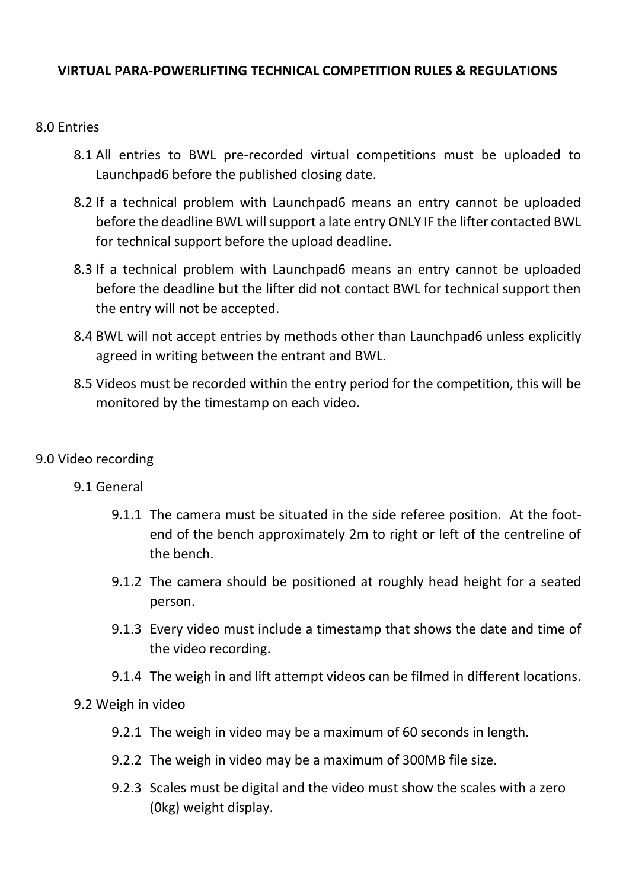**VIRTUAL PARA-POWERLIFTING TECHNICAL COMPETITION RULES & REGULATIONS**

8.0 Entries

8.1 All entries to BWL pre-recorded virtual competitions must be uploaded to Launchpad6 before the published closing date.

8.2 If a technical problem with Launchpad6 means an entry cannot be uploaded before the deadline BWL will support a late entry ONLY IF the lifter contacted BWL for technical support before the upload deadline.

8.3 If a technical problem with Launchpad6 means an entry cannot be uploaded before the deadline but the lifter did not contact BWL for technical support then the entry will not be accepted.

8.4 BWL will not accept entries by methods other than Launchpad6 unless explicitly agreed in writing between the entrant and BWL.

8.5 Videos must be recorded within the entry period for the competition, this will be monitored by the timestamp on each video.

9.0 Video recording

9.1 General

9.1.1 The camera must be situated in the side referee position. At the foot-end of the bench approximately 2m to right or left of the centreline of the bench.

9.1.2 The camera should be positioned at roughly head height for a seated person.

9.1.3 Every video must include a timestamp that shows the date and time of the video recording.

9.1.4 The weigh in and lift attempt videos can be filmed in different locations.

9.2 Weigh in video

9.2.1 The weigh in video may be a maximum of 60 seconds in length.

9.2.2 The weigh in video may be a maximum of 300MB file size.

9.2.3 Scales must be digital and the video must show the scales with a zero (0kg) weight display.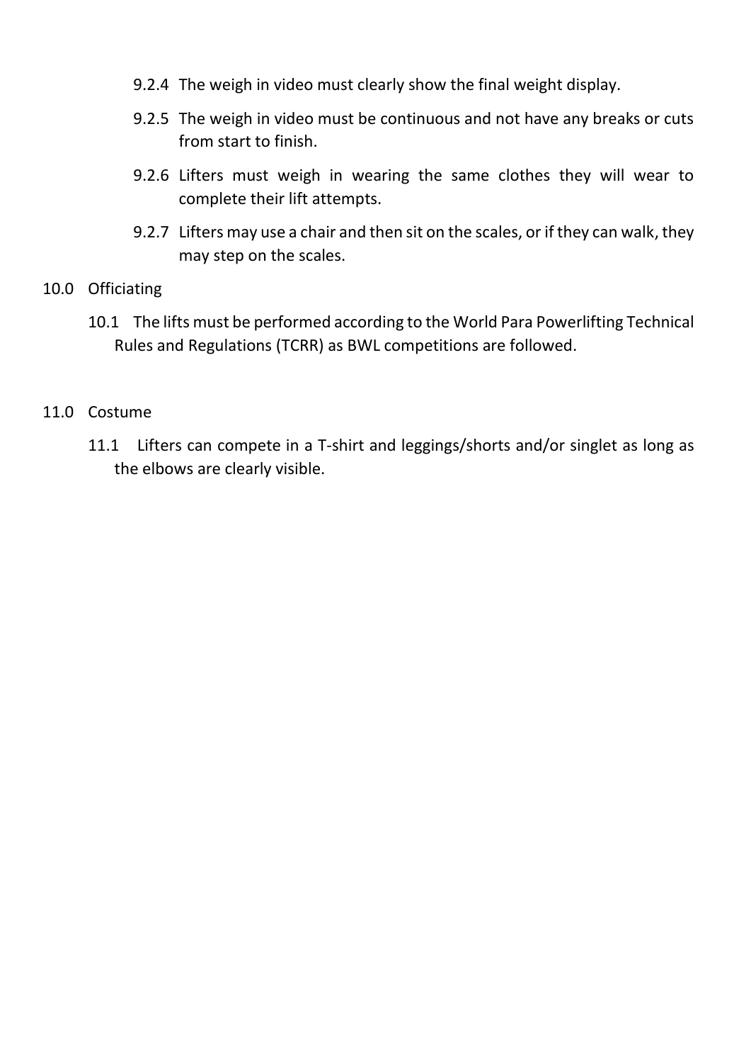9.2.4 The weigh in video must clearly show the final weight display.

9.2.5 The weigh in video must be continuous and not have any breaks or cuts from start to finish.

9.2.6 Lifters must weigh in wearing the same clothes they will wear to complete their lift attempts.

9.2.7 Lifters may use a chair and then sit on the scales, or if they can walk, they may step on the scales.

## 10.0 Officiating

10.1 The lifts must be performed according to the World Para Powerlifting Technical Rules and Regulations (TCRR) as BWL competitions are followed.

## 11.0 Costume

11.1 Lifters can compete in a T-shirt and leggings/shorts and/or singlet as long as the elbows are clearly visible.